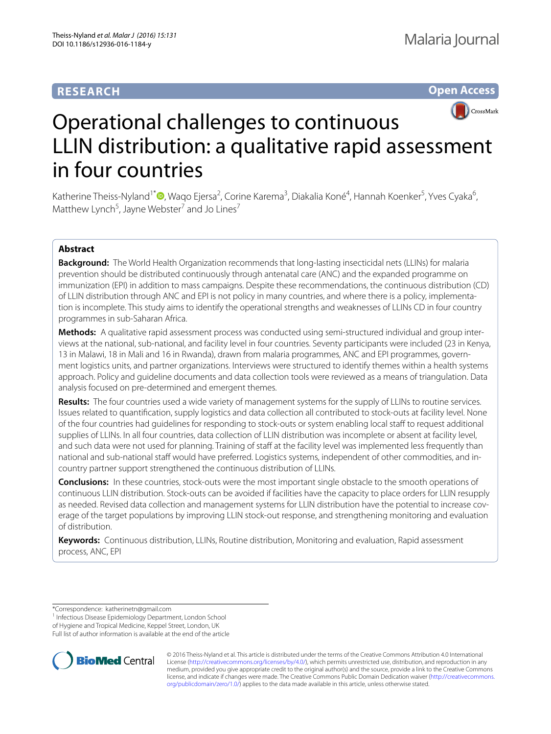**RESEARCH** **Open Access**

# Operational challenges to continuous LLIN distribution: a qualitative rapid assessment in four countries

Katherine Theiss-Nyland[1*], Waqo Ejersa[2], Corine Karema[3], Diakalia Koné[4], Hannah Koenker[5], Yves Cyaka[6], Matthew Lynch[5], Jayne Webster[7] and Jo Lines[7]

## Abstract

**Background:** The World Health Organization recommends that long-lasting insecticidal nets (LLINs) for malaria prevention should be distributed continuously through antenatal care (ANC) and the expanded programme on immunization (EPI) in addition to mass campaigns. Despite these recommendations, the continuous distribution (CD) of LLIN distribution through ANC and EPI is not policy in many countries, and where there is a policy, implementation is incomplete. This study aims to identify the operational strengths and weaknesses of LLINs CD in four country programmes in sub-Saharan Africa.

**Methods:** A qualitative rapid assessment process was conducted using semi-structured individual and group interviews at the national, sub-national, and facility level in four countries. Seventy participants were included (23 in Kenya, 13 in Malawi, 18 in Mali and 16 in Rwanda), drawn from malaria programmes, ANC and EPI programmes, government logistics units, and partner organizations. Interviews were structured to identify themes within a health systems approach. Policy and guideline documents and data collection tools were reviewed as a means of triangulation. Data analysis focused on pre-determined and emergent themes.

**Results:** The four countries used a wide variety of management systems for the supply of LLINs to routine services. Issues related to quantification, supply logistics and data collection all contributed to stock-outs at facility level. None of the four countries had guidelines for responding to stock-outs or system enabling local staff to request additional supplies of LLINs. In all four countries, data collection of LLIN distribution was incomplete or absent at facility level, and such data were not used for planning. Training of staff at the facility level was implemented less frequently than national and sub-national staff would have preferred. Logistics systems, independent of other commodities, and in-country partner support strengthened the continuous distribution of LLINs.

**Conclusions:** In these countries, stock-outs were the most important single obstacle to the smooth operations of continuous LLIN distribution. Stock-outs can be avoided if facilities have the capacity to place orders for LLIN resupply as needed. Revised data collection and management systems for LLIN distribution have the potential to increase coverage of the target populations by improving LLIN stock-out response, and strengthening monitoring and evaluation of distribution.

**Keywords:** Continuous distribution, LLINs, Routine distribution, Monitoring and evaluation, Rapid assessment process, ANC, EPI

*Correspondence: katherinetn@gmail.com
[1] Infectious Disease Epidemiology Department, London School of Hygiene and Tropical Medicine, Keppel Street, London, UK
Full list of author information is available at the end of the article

© 2016 Theiss-Nyland et al. This article is distributed under the terms of the Creative Commons Attribution 4.0 International License (http://creativecommons.org/licenses/by/4.0/), which permits unrestricted use, distribution, and reproduction in any medium, provided you give appropriate credit to the original author(s) and the source, provide a link to the Creative Commons license, and indicate if changes were made. The Creative Commons Public Domain Dedication waiver (http://creativecommons.org/publicdomain/zero/1.0/) applies to the data made available in this article, unless otherwise stated.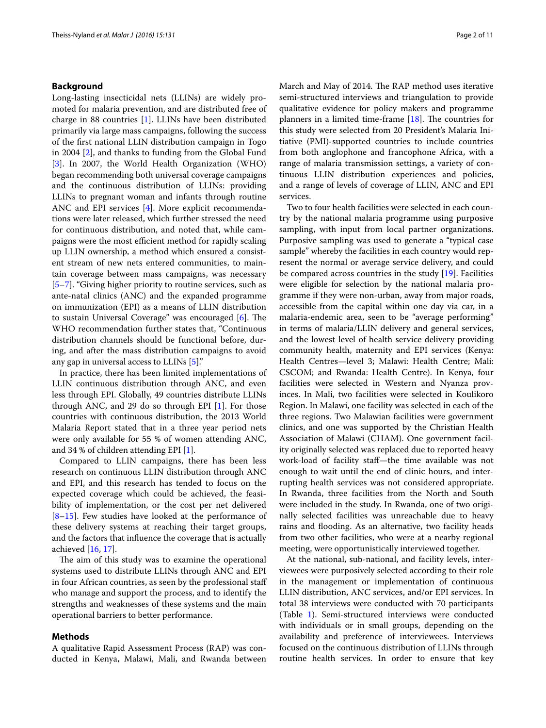## Background

Long-lasting insecticidal nets (LLINs) are widely promoted for malaria prevention, and are distributed free of charge in 88 countries [1]. LLINs have been distributed primarily via large mass campaigns, following the success of the first national LLIN distribution campaign in Togo in 2004 [2], and thanks to funding from the Global Fund [3]. In 2007, the World Health Organization (WHO) began recommending both universal coverage campaigns and the continuous distribution of LLINs: providing LLINs to pregnant woman and infants through routine ANC and EPI services [4]. More explicit recommendations were later released, which further stressed the need for continuous distribution, and noted that, while campaigns were the most efficient method for rapidly scaling up LLIN ownership, a method which ensured a consistent stream of new nets entered communities, to maintain coverage between mass campaigns, was necessary [5–7]. "Giving higher priority to routine services, such as ante-natal clinics (ANC) and the expanded programme on immunization (EPI) as a means of LLIN distribution to sustain Universal Coverage" was encouraged [6]. The WHO recommendation further states that, "Continuous distribution channels should be functional before, during, and after the mass distribution campaigns to avoid any gap in universal access to LLINs [5]."

In practice, there has been limited implementations of LLIN continuous distribution through ANC, and even less through EPI. Globally, 49 countries distribute LLINs through ANC, and 29 do so through EPI [1]. For those countries with continuous distribution, the 2013 World Malaria Report stated that in a three year period nets were only available for 55 % of women attending ANC, and 34 % of children attending EPI [1].

Compared to LLIN campaigns, there has been less research on continuous LLIN distribution through ANC and EPI, and this research has tended to focus on the expected coverage which could be achieved, the feasibility of implementation, or the cost per net delivered [8–15]. Few studies have looked at the performance of these delivery systems at reaching their target groups, and the factors that influence the coverage that is actually achieved [16, 17].

The aim of this study was to examine the operational systems used to distribute LLINs through ANC and EPI in four African countries, as seen by the professional staff who manage and support the process, and to identify the strengths and weaknesses of these systems and the main operational barriers to better performance.

## Methods

A qualitative Rapid Assessment Process (RAP) was conducted in Kenya, Malawi, Mali, and Rwanda between March and May of 2014. The RAP method uses iterative semi-structured interviews and triangulation to provide qualitative evidence for policy makers and programme planners in a limited time-frame [18]. The countries for this study were selected from 20 President's Malaria Initiative (PMI)-supported countries to include countries from both anglophone and francophone Africa, with a range of malaria transmission settings, a variety of continuous LLIN distribution experiences and policies, and a range of levels of coverage of LLIN, ANC and EPI services.

Two to four health facilities were selected in each country by the national malaria programme using purposive sampling, with input from local partner organizations. Purposive sampling was used to generate a "typical case sample" whereby the facilities in each country would represent the normal or average service delivery, and could be compared across countries in the study [19]. Facilities were eligible for selection by the national malaria programme if they were non-urban, away from major roads, accessible from the capital within one day via car, in a malaria-endemic area, seen to be "average performing" in terms of malaria/LLIN delivery and general services, and the lowest level of health service delivery providing community health, maternity and EPI services (Kenya: Health Centres—level 3; Malawi: Health Centre; Mali: CSCOM; and Rwanda: Health Centre). In Kenya, four facilities were selected in Western and Nyanza provinces. In Mali, two facilities were selected in Koulikoro Region. In Malawi, one facility was selected in each of the three regions. Two Malawian facilities were government clinics, and one was supported by the Christian Health Association of Malawi (CHAM). One government facility originally selected was replaced due to reported heavy work-load of facility staff—the time available was not enough to wait until the end of clinic hours, and interrupting health services was not considered appropriate. In Rwanda, three facilities from the North and South were included in the study. In Rwanda, one of two originally selected facilities was unreachable due to heavy rains and flooding. As an alternative, two facility heads from two other facilities, who were at a nearby regional meeting, were opportunistically interviewed together.

At the national, sub-national, and facility levels, interviewees were purposively selected according to their role in the management or implementation of continuous LLIN distribution, ANC services, and/or EPI services. In total 38 interviews were conducted with 70 participants (Table 1). Semi-structured interviews were conducted with individuals or in small groups, depending on the availability and preference of interviewees. Interviews focused on the continuous distribution of LLINs through routine health services. In order to ensure that key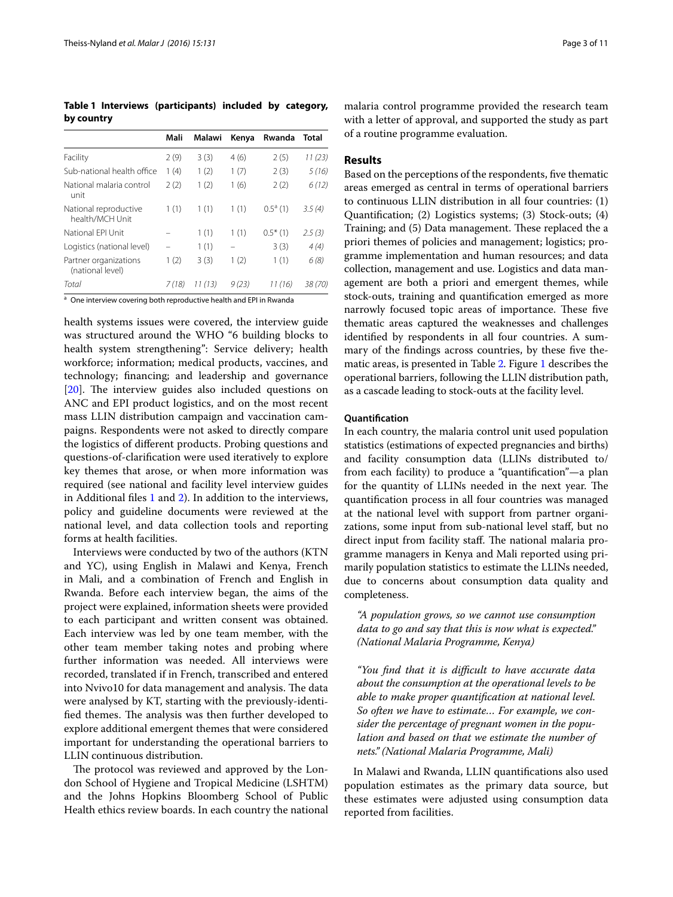**Table 1 Interviews (participants) included by category, by country**

| | Mali | Malawi | Kenya | Rwanda | Total |
|---|---|---|---|---|---|
| Facility | 2 (9) | 3 (3) | 4 (6) | 2 (5) | *11 (23)* |
| Sub-national health office | 1 (4) | 1 (2) | 1 (7) | 2 (3) | *5 (16)* |
| National malaria control unit | 2 (2) | 1 (2) | 1 (6) | 2 (2) | *6 (12)* |
| National reproductive health/MCH Unit | 1 (1) | 1 (1) | 1 (1) | 0.5[a] (1) | *3.5 (4)* |
| National EPI Unit | – | 1 (1) | 1 (1) | 0.5* (1) | *2.5 (3)* |
| Logistics (national level) | – | 1 (1) | – | 3 (3) | *4 (4)* |
| Partner organizations (national level) | 1 (2) | 3 (3) | 1 (2) | 1 (1) | *6 (8)* |
| *Total* | *7 (18)* | *11 (13)* | *9 (23)* | *11 (16)* | *38 (70)* |

[a] One interview covering both reproductive health and EPI in Rwanda

health systems issues were covered, the interview guide was structured around the WHO "6 building blocks to health system strengthening": Service delivery; health workforce; information; medical products, vaccines, and technology; financing; and leadership and governance [20]. The interview guides also included questions on ANC and EPI product logistics, and on the most recent mass LLIN distribution campaign and vaccination campaigns. Respondents were not asked to directly compare the logistics of different products. Probing questions and questions-of-clarification were used iteratively to explore key themes that arose, or when more information was required (see national and facility level interview guides in Additional files 1 and 2). In addition to the interviews, policy and guideline documents were reviewed at the national level, and data collection tools and reporting forms at health facilities.

Interviews were conducted by two of the authors (KTN and YC), using English in Malawi and Kenya, French in Mali, and a combination of French and English in Rwanda. Before each interview began, the aims of the project were explained, information sheets were provided to each participant and written consent was obtained. Each interview was led by one team member, with the other team member taking notes and probing where further information was needed. All interviews were recorded, translated if in French, transcribed and entered into Nvivo10 for data management and analysis. The data were analysed by KT, starting with the previously-identified themes. The analysis was then further developed to explore additional emergent themes that were considered important for understanding the operational barriers to LLIN continuous distribution.

The protocol was reviewed and approved by the London School of Hygiene and Tropical Medicine (LSHTM) and the Johns Hopkins Bloomberg School of Public Health ethics review boards. In each country the national malaria control programme provided the research team with a letter of approval, and supported the study as part of a routine programme evaluation.

## Results

Based on the perceptions of the respondents, five thematic areas emerged as central in terms of operational barriers to continuous LLIN distribution in all four countries: (1) Quantification; (2) Logistics systems; (3) Stock-outs; (4) Training; and (5) Data management. These replaced the a priori themes of policies and management; logistics; programme implementation and human resources; and data collection, management and use. Logistics and data management are both a priori and emergent themes, while stock-outs, training and quantification emerged as more narrowly focused topic areas of importance. These five thematic areas captured the weaknesses and challenges identified by respondents in all four countries. A summary of the findings across countries, by these five thematic areas, is presented in Table 2. Figure 1 describes the operational barriers, following the LLIN distribution path, as a cascade leading to stock-outs at the facility level.

### Quantification

In each country, the malaria control unit used population statistics (estimations of expected pregnancies and births) and facility consumption data (LLINs distributed to/from each facility) to produce a "quantification"—a plan for the quantity of LLINs needed in the next year. The quantification process in all four countries was managed at the national level with support from partner organizations, some input from sub-national level staff, but no direct input from facility staff. The national malaria programme managers in Kenya and Mali reported using primarily population statistics to estimate the LLINs needed, due to concerns about consumption data quality and completeness.

> *"A population grows, so we cannot use consumption data to go and say that this is now what is expected." (National Malaria Programme, Kenya)*

> *"You find that it is difficult to have accurate data about the consumption at the operational levels to be able to make proper quantification at national level. So often we have to estimate… For example, we consider the percentage of pregnant women in the population and based on that we estimate the number of nets." (National Malaria Programme, Mali)*

In Malawi and Rwanda, LLIN quantifications also used population estimates as the primary data source, but these estimates were adjusted using consumption data reported from facilities.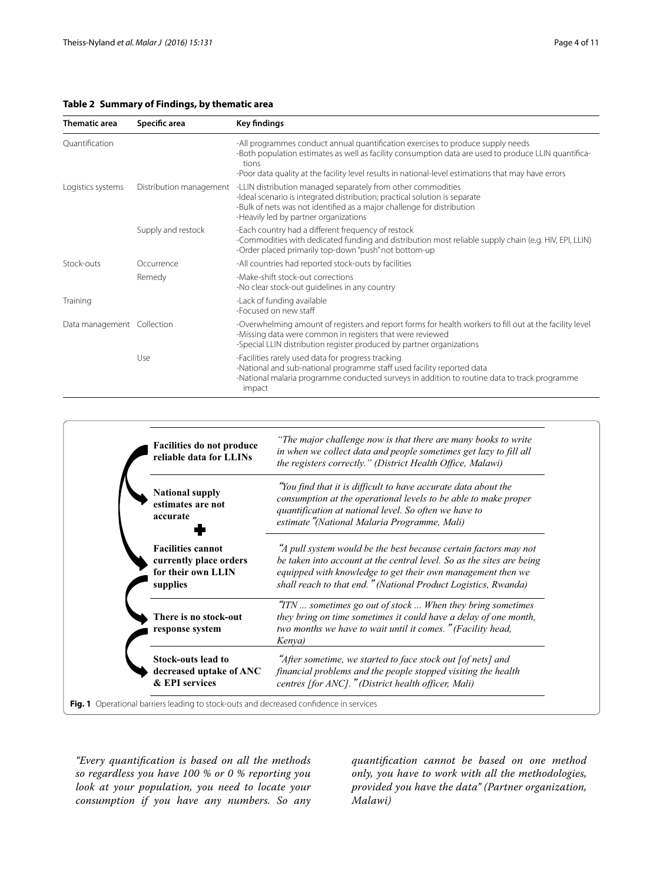**Table 2 Summary of Findings, by thematic area**

| Thematic area | Specific area | Key findings |
|---|---|---|
| Quantification | | -All programmes conduct annual quantification exercises to produce supply needs<br>-Both population estimates as well as facility consumption data are used to produce LLIN quantifications<br>-Poor data quality at the facility level results in national-level estimations that may have errors |
| Logistics systems | Distribution management | -LLIN distribution managed separately from other commodities<br>-Ideal scenario is integrated distribution; practical solution is separate<br>-Bulk of nets was not identified as a major challenge for distribution<br>-Heavily led by partner organizations |
| | Supply and restock | -Each country had a different frequency of restock<br>-Commodities with dedicated funding and distribution most reliable supply chain (e.g. HIV, EPI, LLIN)<br>-Order placed primarily top-down "push" not bottom-up |
| Stock-outs | Occurrence | -All countries had reported stock-outs by facilities |
| | Remedy | -Make-shift stock-out corrections<br>-No clear stock-out guidelines in any country |
| Training | | -Lack of funding available<br>-Focused on new staff |
| Data management | Collection | -Overwhelming amount of registers and report forms for health workers to fill out at the facility level<br>-Missing data were common in registers that were reviewed<br>-Special LLIN distribution register produced by partner organizations |
| | Use | -Facilities rarely used data for progress tracking<br>-National and sub-national programme staff used facility reported data<br>-National malaria programme conducted surveys in addition to routine data to track programme impact |

| | |
|---|---|
| **Facilities do not produce reliable data for LLINs** | *"The major challenge now is that there are many books to write in when we collect data and people sometimes get lazy to fill all the registers correctly." (District Health Office, Malawi)* |
| **National supply estimates are not accurate** | *"You find that it is difficult to have accurate data about the consumption at the operational levels to be able to make proper quantification at national level. So often we have to estimate" (National Malaria Programme, Mali)* |
| **Facilities cannot currently place orders for their own LLIN supplies** | *"A pull system would be the best because certain factors may not be taken into account at the central level. So as the sites are being equipped with knowledge to get their own management then we shall reach to that end." (National Product Logistics, Rwanda)* |
| **There is no stock-out response system** | *"ITN ... sometimes go out of stock ... When they bring sometimes they bring on time sometimes it could have a delay of one month, two months we have to wait until it comes." (Facility head, Kenya)* |
| **Stock-outs lead to decreased uptake of ANC & EPI services** | *"After sometime, we started to face stock out [of nets] and financial problems and the people stopped visiting the health centres [for ANC]." (District health officer, Mali)* |

**Fig. 1** Operational barriers leading to stock-outs and decreased confidence in services

*"Every quantification is based on all the methods so regardless you have 100 % or 0 % reporting you look at your population, you need to locate your consumption if you have any numbers. So any quantification cannot be based on one method only, you have to work with all the methodologies, provided you have the data" (Partner organization, Malawi)*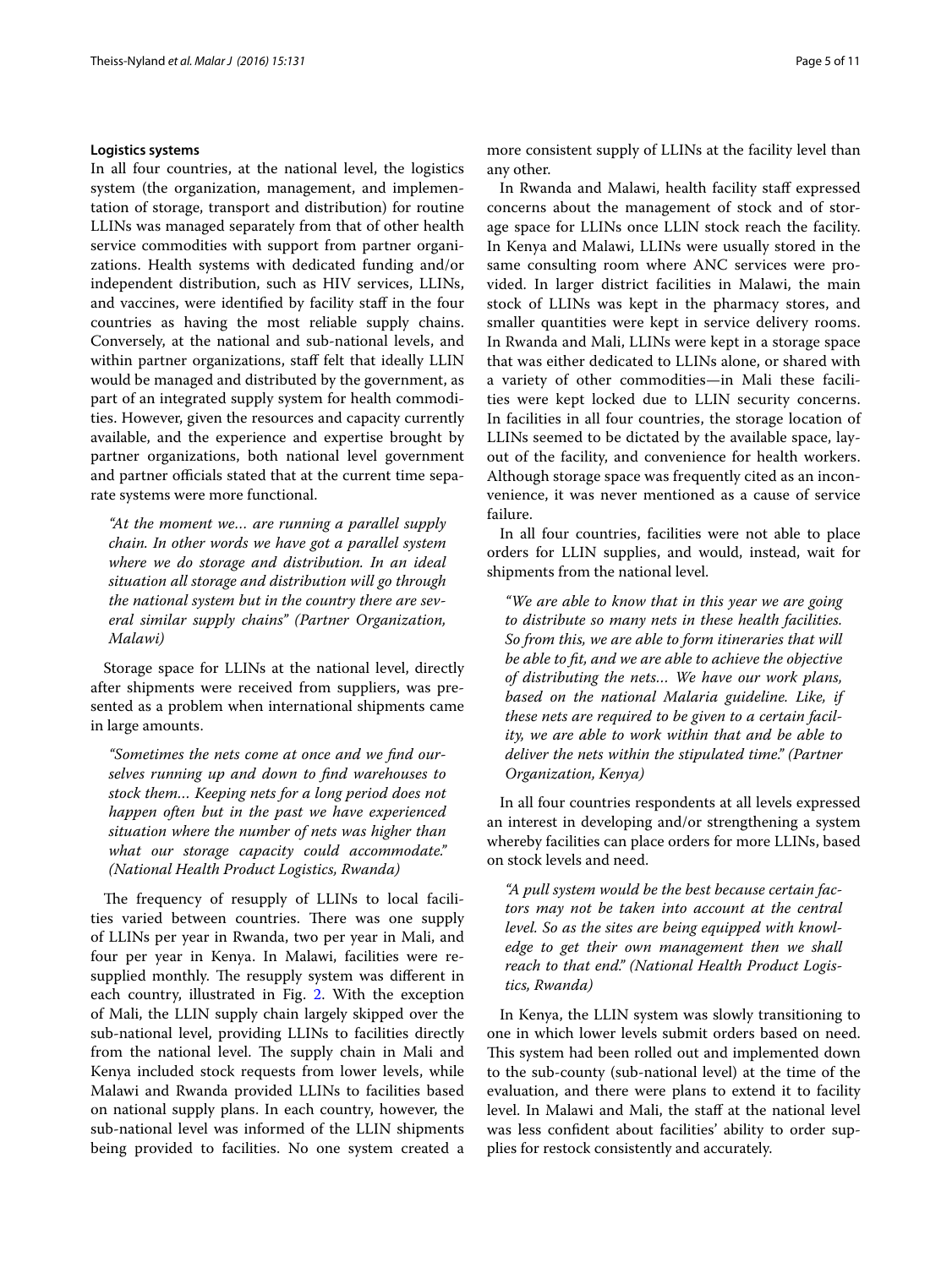#### Logistics systems

In all four countries, at the national level, the logistics system (the organization, management, and implementation of storage, transport and distribution) for routine LLINs was managed separately from that of other health service commodities with support from partner organizations. Health systems with dedicated funding and/or independent distribution, such as HIV services, LLINs, and vaccines, were identified by facility staff in the four countries as having the most reliable supply chains. Conversely, at the national and sub-national levels, and within partner organizations, staff felt that ideally LLIN would be managed and distributed by the government, as part of an integrated supply system for health commodities. However, given the resources and capacity currently available, and the experience and expertise brought by partner organizations, both national level government and partner officials stated that at the current time separate systems were more functional.

> *"At the moment we… are running a parallel supply chain. In other words we have got a parallel system where we do storage and distribution. In an ideal situation all storage and distribution will go through the national system but in the country there are several similar supply chains" (Partner Organization, Malawi)*

Storage space for LLINs at the national level, directly after shipments were received from suppliers, was presented as a problem when international shipments came in large amounts.

> *"Sometimes the nets come at once and we find ourselves running up and down to find warehouses to stock them… Keeping nets for a long period does not happen often but in the past we have experienced situation where the number of nets was higher than what our storage capacity could accommodate." (National Health Product Logistics, Rwanda)*

The frequency of resupply of LLINs to local facilities varied between countries. There was one supply of LLINs per year in Rwanda, two per year in Mali, and four per year in Kenya. In Malawi, facilities were resupplied monthly. The resupply system was different in each country, illustrated in Fig. 2. With the exception of Mali, the LLIN supply chain largely skipped over the sub-national level, providing LLINs to facilities directly from the national level. The supply chain in Mali and Kenya included stock requests from lower levels, while Malawi and Rwanda provided LLINs to facilities based on national supply plans. In each country, however, the sub-national level was informed of the LLIN shipments being provided to facilities. No one system created a more consistent supply of LLINs at the facility level than any other.

In Rwanda and Malawi, health facility staff expressed concerns about the management of stock and of storage space for LLINs once LLIN stock reach the facility. In Kenya and Malawi, LLINs were usually stored in the same consulting room where ANC services were provided. In larger district facilities in Malawi, the main stock of LLINs was kept in the pharmacy stores, and smaller quantities were kept in service delivery rooms. In Rwanda and Mali, LLINs were kept in a storage space that was either dedicated to LLINs alone, or shared with a variety of other commodities—in Mali these facilities were kept locked due to LLIN security concerns. In facilities in all four countries, the storage location of LLINs seemed to be dictated by the available space, layout of the facility, and convenience for health workers. Although storage space was frequently cited as an inconvenience, it was never mentioned as a cause of service failure.

In all four countries, facilities were not able to place orders for LLIN supplies, and would, instead, wait for shipments from the national level.

> *"We are able to know that in this year we are going to distribute so many nets in these health facilities. So from this, we are able to form itineraries that will be able to fit, and we are able to achieve the objective of distributing the nets… We have our work plans, based on the national Malaria guideline. Like, if these nets are required to be given to a certain facility, we are able to work within that and be able to deliver the nets within the stipulated time." (Partner Organization, Kenya)*

In all four countries respondents at all levels expressed an interest in developing and/or strengthening a system whereby facilities can place orders for more LLINs, based on stock levels and need.

> *"A pull system would be the best because certain factors may not be taken into account at the central level. So as the sites are being equipped with knowledge to get their own management then we shall reach to that end." (National Health Product Logistics, Rwanda)*

In Kenya, the LLIN system was slowly transitioning to one in which lower levels submit orders based on need. This system had been rolled out and implemented down to the sub-county (sub-national level) at the time of the evaluation, and there were plans to extend it to facility level. In Malawi and Mali, the staff at the national level was less confident about facilities' ability to order supplies for restock consistently and accurately.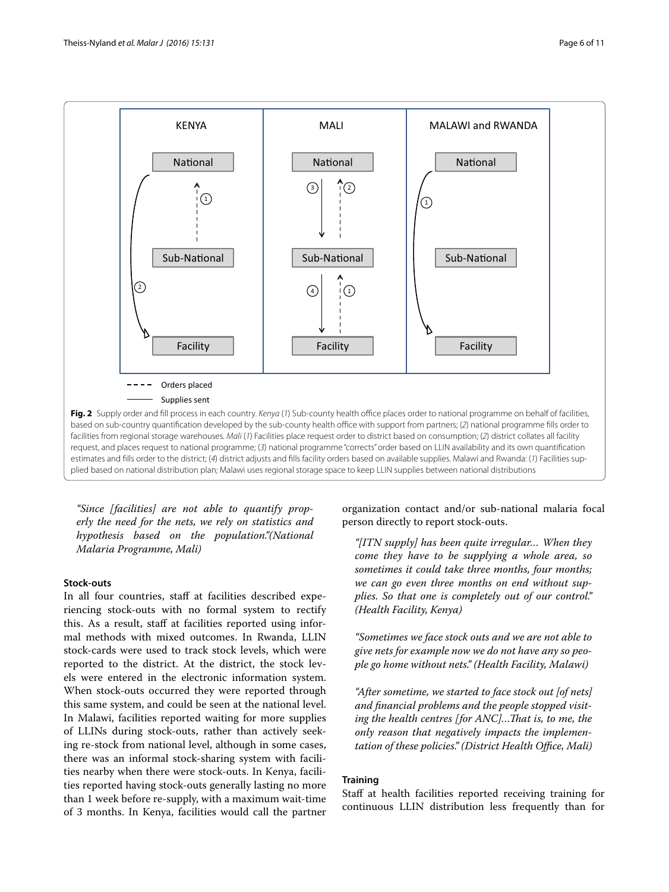**Fig. 2** Supply order and fill process in each country. *Kenya* (*1*) Sub-county health office places order to national programme on behalf of facilities, based on sub-country quantification developed by the sub-county health office with support from partners; (*2*) national programme fills order to facilities from regional storage warehouses. *Mali* (*1*) Facilities place request order to district based on consumption; (*2*) district collates all facility request, and places request to national programme; (*3*) national programme "corrects" order based on LLIN availability and its own quantification estimates and fills order to the district; (*4*) district adjusts and fills facility orders based on available supplies. Malawi and Rwanda: (*1*) Facilities supplied based on national distribution plan; Malawi uses regional storage space to keep LLIN supplies between national distributions

> *"Since [facilities] are not able to quantify properly the need for the nets, we rely on statistics and hypothesis based on the population."(National Malaria Programme, Mali)*

#### Stock-outs

In all four countries, staff at facilities described experiencing stock-outs with no formal system to rectify this. As a result, staff at facilities reported using informal methods with mixed outcomes. In Rwanda, LLIN stock-cards were used to track stock levels, which were reported to the district. At the district, the stock levels were entered in the electronic information system. When stock-outs occurred they were reported through this same system, and could be seen at the national level. In Malawi, facilities reported waiting for more supplies of LLINs during stock-outs, rather than actively seeking re-stock from national level, although in some cases, there was an informal stock-sharing system with facilities nearby when there were stock-outs. In Kenya, facilities reported having stock-outs generally lasting no more than 1 week before re-supply, with a maximum wait-time of 3 months. In Kenya, facilities would call the partner organization contact and/or sub-national malaria focal person directly to report stock-outs.

> *"[ITN supply] has been quite irregular… When they come they have to be supplying a whole area, so sometimes it could take three months, four months; we can go even three months on end without supplies. So that one is completely out of our control." (Health Facility, Kenya)*

> *"Sometimes we face stock outs and we are not able to give nets for example now we do not have any so people go home without nets." (Health Facility, Malawi)*

> *"After sometime, we started to face stock out [of nets] and financial problems and the people stopped visiting the health centres [for ANC]…That is, to me, the only reason that negatively impacts the implementation of these policies." (District Health Office, Mali)*

#### Training

Staff at health facilities reported receiving training for continuous LLIN distribution less frequently than for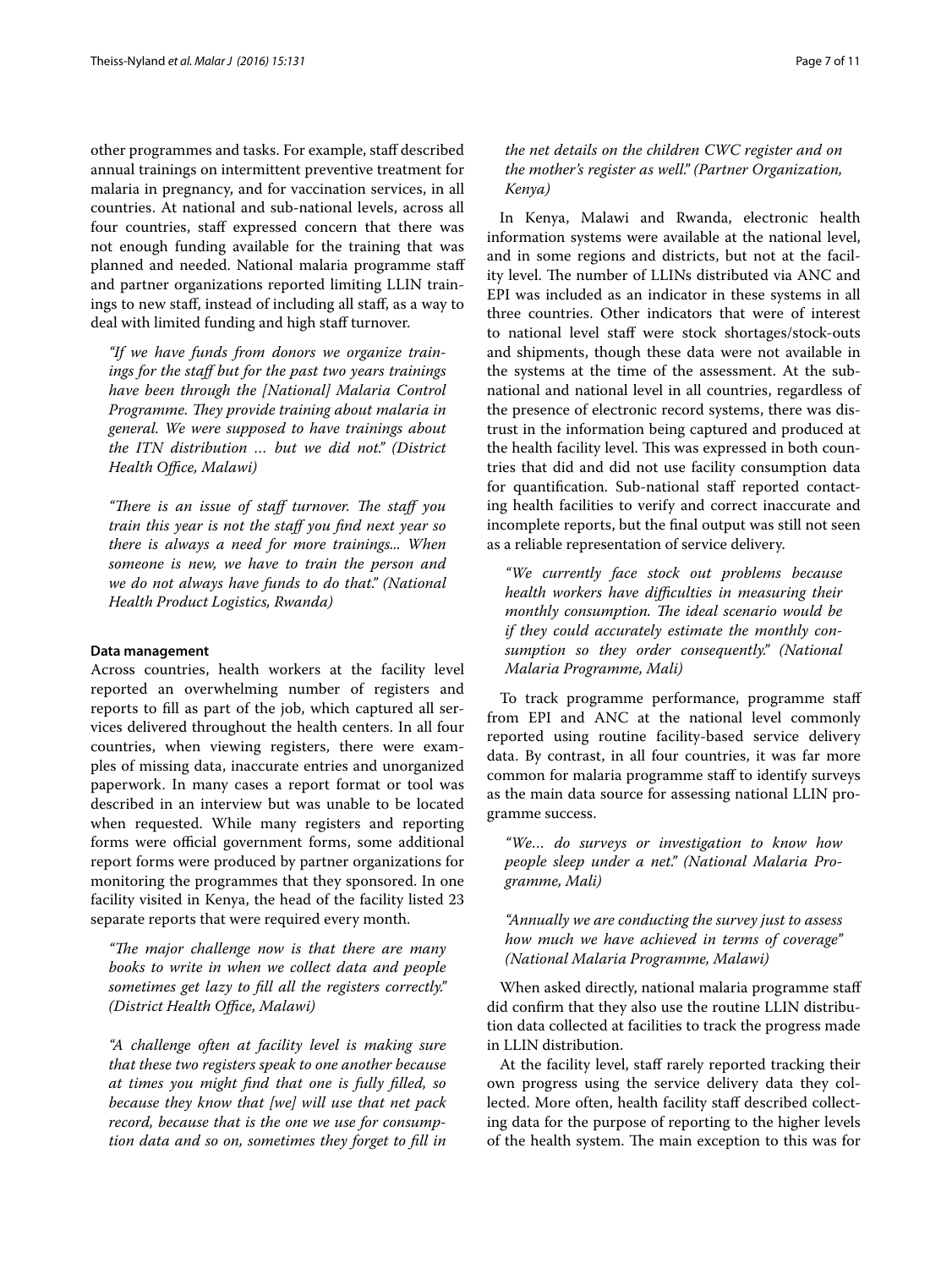other programmes and tasks. For example, staff described annual trainings on intermittent preventive treatment for malaria in pregnancy, and for vaccination services, in all countries. At national and sub-national levels, across all four countries, staff expressed concern that there was not enough funding available for the training that was planned and needed. National malaria programme staff and partner organizations reported limiting LLIN trainings to new staff, instead of including all staff, as a way to deal with limited funding and high staff turnover.

> *"If we have funds from donors we organize trainings for the staff but for the past two years trainings have been through the [National] Malaria Control Programme. They provide training about malaria in general. We were supposed to have trainings about the ITN distribution ... but we did not." (District Health Office, Malawi)*

> *"There is an issue of staff turnover. The staff you train this year is not the staff you find next year so there is always a need for more trainings... When someone is new, we have to train the person and we do not always have funds to do that." (National Health Product Logistics, Rwanda)*

#### Data management

Across countries, health workers at the facility level reported an overwhelming number of registers and reports to fill as part of the job, which captured all services delivered throughout the health centers. In all four countries, when viewing registers, there were examples of missing data, inaccurate entries and unorganized paperwork. In many cases a report format or tool was described in an interview but was unable to be located when requested. While many registers and reporting forms were official government forms, some additional report forms were produced by partner organizations for monitoring the programmes that they sponsored. In one facility visited in Kenya, the head of the facility listed 23 separate reports that were required every month.

> *"The major challenge now is that there are many books to write in when we collect data and people sometimes get lazy to fill all the registers correctly." (District Health Office, Malawi)*

> *"A challenge often at facility level is making sure that these two registers speak to one another because at times you might find that one is fully filled, so because they know that [we] will use that net pack record, because that is the one we use for consumption data and so on, sometimes they forget to fill in the net details on the children CWC register and on the mother's register as well." (Partner Organization, Kenya)*

In Kenya, Malawi and Rwanda, electronic health information systems were available at the national level, and in some regions and districts, but not at the facility level. The number of LLINs distributed via ANC and EPI was included as an indicator in these systems in all three countries. Other indicators that were of interest to national level staff were stock shortages/stock-outs and shipments, though these data were not available in the systems at the time of the assessment. At the sub-national and national level in all countries, regardless of the presence of electronic record systems, there was distrust in the information being captured and produced at the health facility level. This was expressed in both countries that did and did not use facility consumption data for quantification. Sub-national staff reported contacting health facilities to verify and correct inaccurate and incomplete reports, but the final output was still not seen as a reliable representation of service delivery.

> *"We currently face stock out problems because health workers have difficulties in measuring their monthly consumption. The ideal scenario would be if they could accurately estimate the monthly consumption so they order consequently." (National Malaria Programme, Mali)*

To track programme performance, programme staff from EPI and ANC at the national level commonly reported using routine facility-based service delivery data. By contrast, in all four countries, it was far more common for malaria programme staff to identify surveys as the main data source for assessing national LLIN programme success.

> *"We... do surveys or investigation to know how people sleep under a net." (National Malaria Programme, Mali)*

> *"Annually we are conducting the survey just to assess how much we have achieved in terms of coverage" (National Malaria Programme, Malawi)*

When asked directly, national malaria programme staff did confirm that they also use the routine LLIN distribution data collected at facilities to track the progress made in LLIN distribution.

At the facility level, staff rarely reported tracking their own progress using the service delivery data they collected. More often, health facility staff described collecting data for the purpose of reporting to the higher levels of the health system. The main exception to this was for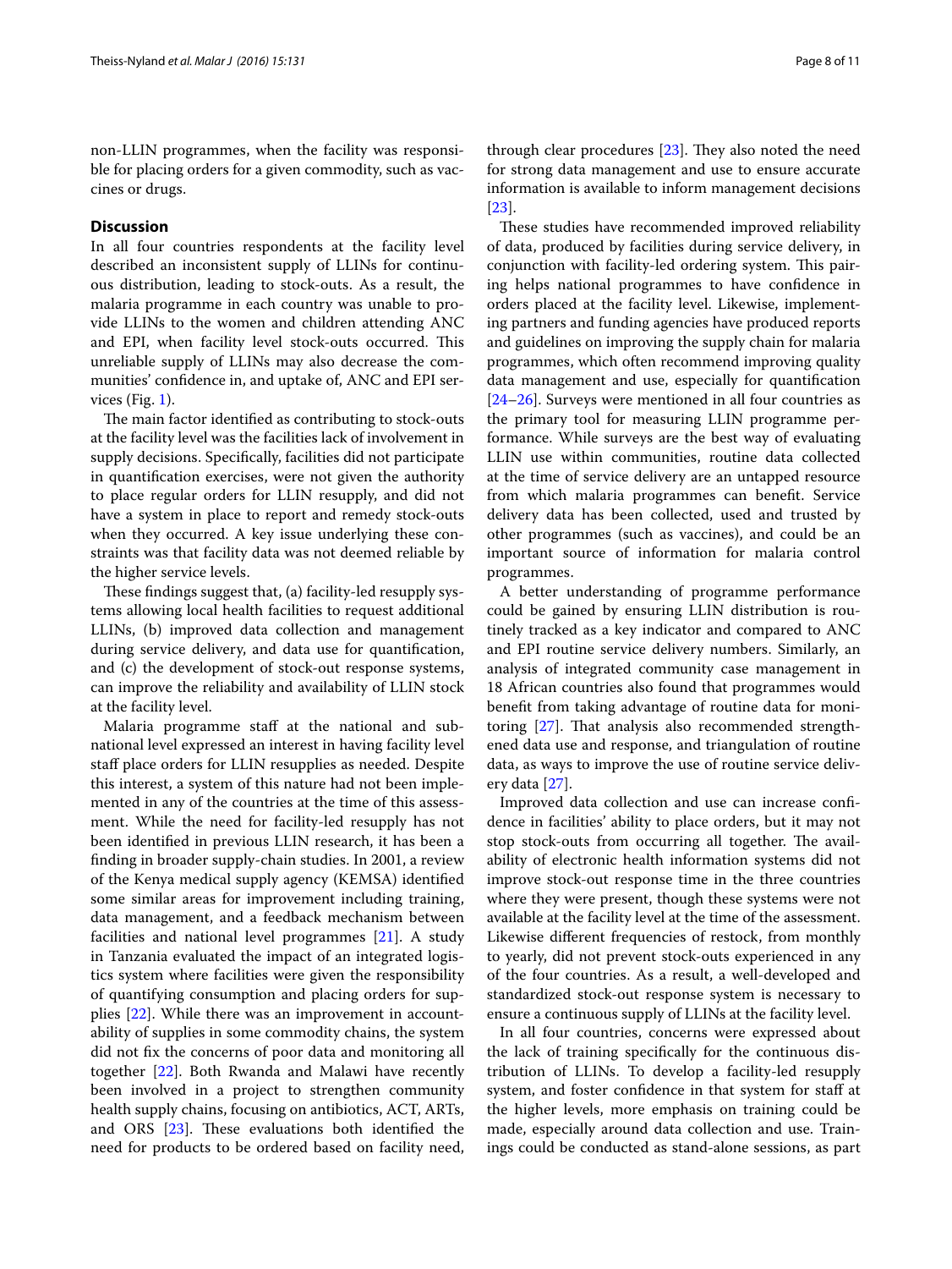non-LLIN programmes, when the facility was responsible for placing orders for a given commodity, such as vaccines or drugs.

## Discussion

In all four countries respondents at the facility level described an inconsistent supply of LLINs for continuous distribution, leading to stock-outs. As a result, the malaria programme in each country was unable to provide LLINs to the women and children attending ANC and EPI, when facility level stock-outs occurred. This unreliable supply of LLINs may also decrease the communities' confidence in, and uptake of, ANC and EPI services (Fig. 1).

The main factor identified as contributing to stock-outs at the facility level was the facilities lack of involvement in supply decisions. Specifically, facilities did not participate in quantification exercises, were not given the authority to place regular orders for LLIN resupply, and did not have a system in place to report and remedy stock-outs when they occurred. A key issue underlying these constraints was that facility data was not deemed reliable by the higher service levels.

These findings suggest that, (a) facility-led resupply systems allowing local health facilities to request additional LLINs, (b) improved data collection and management during service delivery, and data use for quantification, and (c) the development of stock-out response systems, can improve the reliability and availability of LLIN stock at the facility level.

Malaria programme staff at the national and sub-national level expressed an interest in having facility level staff place orders for LLIN resupplies as needed. Despite this interest, a system of this nature had not been implemented in any of the countries at the time of this assessment. While the need for facility-led resupply has not been identified in previous LLIN research, it has been a finding in broader supply-chain studies. In 2001, a review of the Kenya medical supply agency (KEMSA) identified some similar areas for improvement including training, data management, and a feedback mechanism between facilities and national level programmes [21]. A study in Tanzania evaluated the impact of an integrated logistics system where facilities were given the responsibility of quantifying consumption and placing orders for supplies [22]. While there was an improvement in accountability of supplies in some commodity chains, the system did not fix the concerns of poor data and monitoring all together [22]. Both Rwanda and Malawi have recently been involved in a project to strengthen community health supply chains, focusing on antibiotics, ACT, ARTs, and ORS [23]. These evaluations both identified the need for products to be ordered based on facility need, through clear procedures [23]. They also noted the need for strong data management and use to ensure accurate information is available to inform management decisions [23].

These studies have recommended improved reliability of data, produced by facilities during service delivery, in conjunction with facility-led ordering system. This pairing helps national programmes to have confidence in orders placed at the facility level. Likewise, implementing partners and funding agencies have produced reports and guidelines on improving the supply chain for malaria programmes, which often recommend improving quality data management and use, especially for quantification [24–26]. Surveys were mentioned in all four countries as the primary tool for measuring LLIN programme performance. While surveys are the best way of evaluating LLIN use within communities, routine data collected at the time of service delivery are an untapped resource from which malaria programmes can benefit. Service delivery data has been collected, used and trusted by other programmes (such as vaccines), and could be an important source of information for malaria control programmes.

A better understanding of programme performance could be gained by ensuring LLIN distribution is routinely tracked as a key indicator and compared to ANC and EPI routine service delivery numbers. Similarly, an analysis of integrated community case management in 18 African countries also found that programmes would benefit from taking advantage of routine data for monitoring [27]. That analysis also recommended strengthened data use and response, and triangulation of routine data, as ways to improve the use of routine service delivery data [27].

Improved data collection and use can increase confidence in facilities' ability to place orders, but it may not stop stock-outs from occurring all together. The availability of electronic health information systems did not improve stock-out response time in the three countries where they were present, though these systems were not available at the facility level at the time of the assessment. Likewise different frequencies of restock, from monthly to yearly, did not prevent stock-outs experienced in any of the four countries. As a result, a well-developed and standardized stock-out response system is necessary to ensure a continuous supply of LLINs at the facility level.

In all four countries, concerns were expressed about the lack of training specifically for the continuous distribution of LLINs. To develop a facility-led resupply system, and foster confidence in that system for staff at the higher levels, more emphasis on training could be made, especially around data collection and use. Trainings could be conducted as stand-alone sessions, as part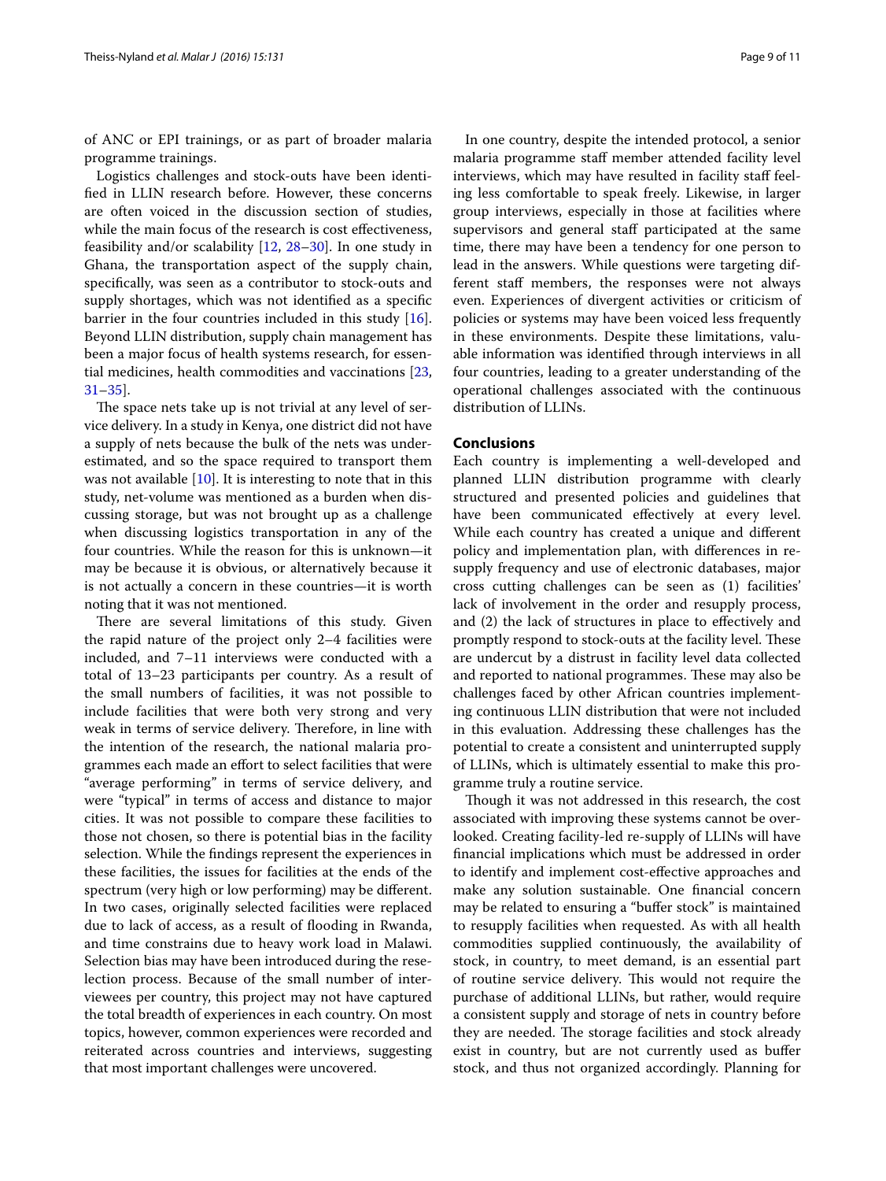of ANC or EPI trainings, or as part of broader malaria programme trainings.

Logistics challenges and stock-outs have been identified in LLIN research before. However, these concerns are often voiced in the discussion section of studies, while the main focus of the research is cost effectiveness, feasibility and/or scalability [12, 28–30]. In one study in Ghana, the transportation aspect of the supply chain, specifically, was seen as a contributor to stock-outs and supply shortages, which was not identified as a specific barrier in the four countries included in this study [16]. Beyond LLIN distribution, supply chain management has been a major focus of health systems research, for essential medicines, health commodities and vaccinations [23, 31–35].

The space nets take up is not trivial at any level of service delivery. In a study in Kenya, one district did not have a supply of nets because the bulk of the nets was underestimated, and so the space required to transport them was not available [10]. It is interesting to note that in this study, net-volume was mentioned as a burden when discussing storage, but was not brought up as a challenge when discussing logistics transportation in any of the four countries. While the reason for this is unknown—it may be because it is obvious, or alternatively because it is not actually a concern in these countries—it is worth noting that it was not mentioned.

There are several limitations of this study. Given the rapid nature of the project only 2–4 facilities were included, and 7–11 interviews were conducted with a total of 13–23 participants per country. As a result of the small numbers of facilities, it was not possible to include facilities that were both very strong and very weak in terms of service delivery. Therefore, in line with the intention of the research, the national malaria programmes each made an effort to select facilities that were "average performing" in terms of service delivery, and were "typical" in terms of access and distance to major cities. It was not possible to compare these facilities to those not chosen, so there is potential bias in the facility selection. While the findings represent the experiences in these facilities, the issues for facilities at the ends of the spectrum (very high or low performing) may be different. In two cases, originally selected facilities were replaced due to lack of access, as a result of flooding in Rwanda, and time constrains due to heavy work load in Malawi. Selection bias may have been introduced during the reselection process. Because of the small number of interviewees per country, this project may not have captured the total breadth of experiences in each country. On most topics, however, common experiences were recorded and reiterated across countries and interviews, suggesting that most important challenges were uncovered.

In one country, despite the intended protocol, a senior malaria programme staff member attended facility level interviews, which may have resulted in facility staff feeling less comfortable to speak freely. Likewise, in larger group interviews, especially in those at facilities where supervisors and general staff participated at the same time, there may have been a tendency for one person to lead in the answers. While questions were targeting different staff members, the responses were not always even. Experiences of divergent activities or criticism of policies or systems may have been voiced less frequently in these environments. Despite these limitations, valuable information was identified through interviews in all four countries, leading to a greater understanding of the operational challenges associated with the continuous distribution of LLINs.

## Conclusions

Each country is implementing a well-developed and planned LLIN distribution programme with clearly structured and presented policies and guidelines that have been communicated effectively at every level. While each country has created a unique and different policy and implementation plan, with differences in resupply frequency and use of electronic databases, major cross cutting challenges can be seen as (1) facilities' lack of involvement in the order and resupply process, and (2) the lack of structures in place to effectively and promptly respond to stock-outs at the facility level. These are undercut by a distrust in facility level data collected and reported to national programmes. These may also be challenges faced by other African countries implementing continuous LLIN distribution that were not included in this evaluation. Addressing these challenges has the potential to create a consistent and uninterrupted supply of LLINs, which is ultimately essential to make this programme truly a routine service.

Though it was not addressed in this research, the cost associated with improving these systems cannot be overlooked. Creating facility-led re-supply of LLINs will have financial implications which must be addressed in order to identify and implement cost-effective approaches and make any solution sustainable. One financial concern may be related to ensuring a "buffer stock" is maintained to resupply facilities when requested. As with all health commodities supplied continuously, the availability of stock, in country, to meet demand, is an essential part of routine service delivery. This would not require the purchase of additional LLINs, but rather, would require a consistent supply and storage of nets in country before they are needed. The storage facilities and stock already exist in country, but are not currently used as buffer stock, and thus not organized accordingly. Planning for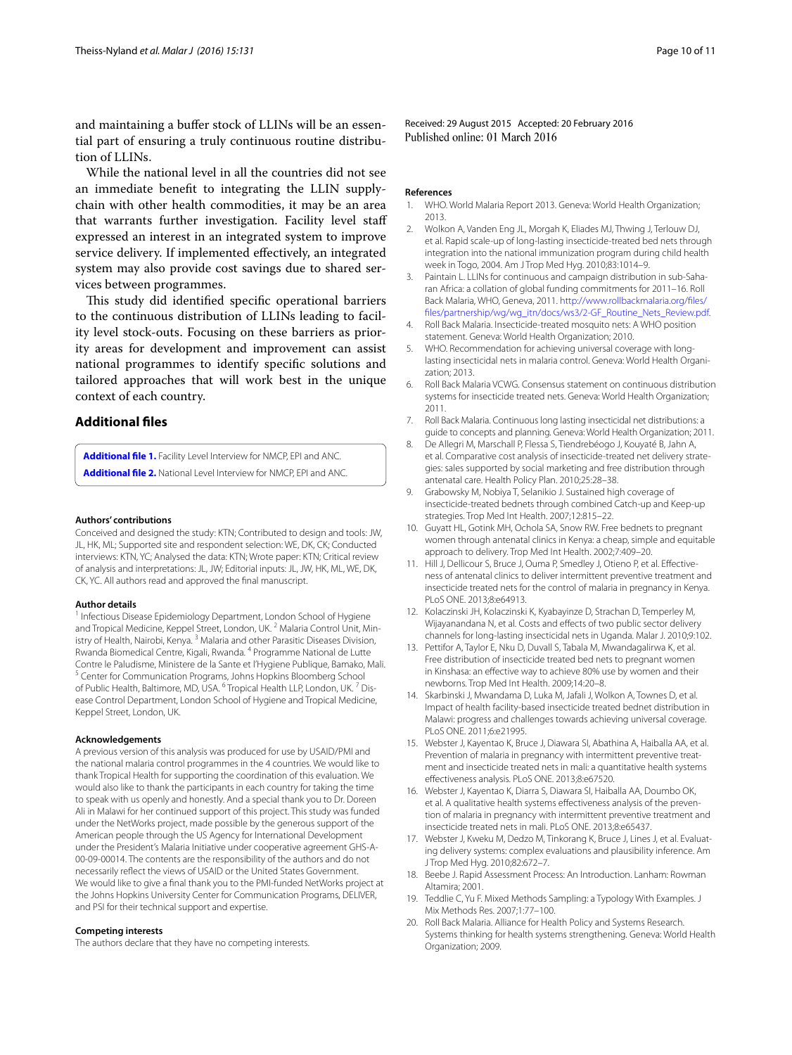and maintaining a buffer stock of LLINs will be an essential part of ensuring a truly continuous routine distribution of LLINs.

While the national level in all the countries did not see an immediate benefit to integrating the LLIN supply-chain with other health commodities, it may be an area that warrants further investigation. Facility level staff expressed an interest in an integrated system to improve service delivery. If implemented effectively, an integrated system may also provide cost savings due to shared services between programmes.

This study did identified specific operational barriers to the continuous distribution of LLINs leading to facility level stock-outs. Focusing on these barriers as priority areas for development and improvement can assist national programmes to identify specific solutions and tailored approaches that will work best in the unique context of each country.

## Additional files

**Additional file 1.** Facility Level Interview for NMCP, EPI and ANC.
**Additional file 2.** National Level Interview for NMCP, EPI and ANC.

### Authors' contributions

Conceived and designed the study: KTN; Contributed to design and tools: JW, JL, HK, ML; Supported site and respondent selection: WE, DK, CK; Conducted interviews: KTN, YC; Analysed the data: KTN; Wrote paper: KTN; Critical review of analysis and interpretations: JL, JW; Editorial inputs: JL, JW, HK, ML, WE, DK, CK, YC. All authors read and approved the final manuscript.

### Author details

[1] Infectious Disease Epidemiology Department, London School of Hygiene and Tropical Medicine, Keppel Street, London, UK. [2] Malaria Control Unit, Ministry of Health, Nairobi, Kenya. [3] Malaria and other Parasitic Diseases Division, Rwanda Biomedical Centre, Kigali, Rwanda. [4] Programme National de Lutte Contre le Paludisme, Ministere de la Sante et l'Hygiene Publique, Bamako, Mali. [5] Center for Communication Programs, Johns Hopkins Bloomberg School of Public Health, Baltimore, MD, USA. [6] Tropical Health LLP, London, UK. [7] Disease Control Department, London School of Hygiene and Tropical Medicine, Keppel Street, London, UK.

### Acknowledgements

A previous version of this analysis was produced for use by USAID/PMI and the national malaria control programmes in the 4 countries. We would like to thank Tropical Health for supporting the coordination of this evaluation. We would also like to thank the participants in each country for taking the time to speak with us openly and honestly. And a special thank you to Dr. Doreen Ali in Malawi for her continued support of this project. This study was funded under the NetWorks project, made possible by the generous support of the American people through the US Agency for International Development under the President's Malaria Initiative under cooperative agreement GHS-A-00-09-00014. The contents are the responsibility of the authors and do not necessarily reflect the views of USAID or the United States Government. We would like to give a final thank you to the PMI-funded NetWorks project at the Johns Hopkins University Center for Communication Programs, DELIVER, and PSI for their technical support and expertise.

### Competing interests

The authors declare that they have no competing interests.

Received: 29 August 2015 Accepted: 20 February 2016
Published online: 01 March 2016

### References

1. WHO. World Malaria Report 2013. Geneva: World Health Organization; 2013.
2. Wolkon A, Vanden Eng JL, Morgah K, Eliades MJ, Thwing J, Terlouw DJ, et al. Rapid scale-up of long-lasting insecticide-treated bed nets through integration into the national immunization program during child health week in Togo, 2004. Am J Trop Med Hyg. 2010;83:1014–9.
3. Paintain L. LLINs for continuous and campaign distribution in sub-Saharan Africa: a collation of global funding commitments for 2011–16. Roll Back Malaria, WHO, Geneva, 2011. http://www.rollbackmalaria.org/files/files/partnership/wg/wg_itn/docs/ws3/2-GF_Routine_Nets_Review.pdf.
4. Roll Back Malaria. Insecticide-treated mosquito nets: A WHO position statement. Geneva: World Health Organization; 2010.
5. WHO. Recommendation for achieving universal coverage with long-lasting insecticidal nets in malaria control. Geneva: World Health Organization; 2013.
6. Roll Back Malaria VCWG. Consensus statement on continuous distribution systems for insecticide treated nets. Geneva: World Health Organization; 2011.
7. Roll Back Malaria. Continuous long lasting insecticidal net distributions: a guide to concepts and planning. Geneva: World Health Organization; 2011.
8. De Allegri M, Marschall P, Flessa S, Tiendrebéogo J, Kouyaté B, Jahn A, et al. Comparative cost analysis of insecticide-treated net delivery strategies: sales supported by social marketing and free distribution through antenatal care. Health Policy Plan. 2010;25:28–38.
9. Grabowsky M, Nobiya T, Selanikio J. Sustained high coverage of insecticide-treated bednets through combined Catch-up and Keep-up strategies. Trop Med Int Health. 2007;12:815–22.
10. Guyatt HL, Gotink MH, Ochola SA, Snow RW. Free bednets to pregnant women through antenatal clinics in Kenya: a cheap, simple and equitable approach to delivery. Trop Med Int Health. 2002;7:409–20.
11. Hill J, Dellicour S, Bruce J, Ouma P, Smedley J, Otieno P, et al. Effectiveness of antenatal clinics to deliver intermittent preventive treatment and insecticide treated nets for the control of malaria in pregnancy in Kenya. PLoS ONE. 2013;8:e64913.
12. Kolaczinski JH, Kolaczinski K, Kyabayinze D, Strachan D, Temperley M, Wijayanandana N, et al. Costs and effects of two public sector delivery channels for long-lasting insecticidal nets in Uganda. Malar J. 2010;9:102.
13. Pettifor A, Taylor E, Nku D, Duvall S, Tabala M, Mwandagalirwa K, et al. Free distribution of insecticide treated bed nets to pregnant women in Kinshasa: an effective way to achieve 80% use by women and their newborns. Trop Med Int Health. 2009;14:20–8.
14. Skarbinski J, Mwandama D, Luka M, Jafali J, Wolkon A, Townes D, et al. Impact of health facility-based insecticide treated bednet distribution in Malawi: progress and challenges towards achieving universal coverage. PLoS ONE. 2011;6:e21995.
15. Webster J, Kayentao K, Bruce J, Diawara SI, Abathina A, Haiballa AA, et al. Prevention of malaria in pregnancy with intermittent preventive treatment and insecticide treated nets in mali: a quantitative health systems effectiveness analysis. PLoS ONE. 2013;8:e67520.
16. Webster J, Kayentao K, Diarra S, Diawara SI, Haiballa AA, Doumbo OK, et al. A qualitative health systems effectiveness analysis of the prevention of malaria in pregnancy with intermittent preventive treatment and insecticide treated nets in mali. PLoS ONE. 2013;8:e65437.
17. Webster J, Kweku M, Dedzo M, Tinkorang K, Bruce J, Lines J, et al. Evaluating delivery systems: complex evaluations and plausibility inference. Am J Trop Med Hyg. 2010;82:672–7.
18. Beebe J. Rapid Assessment Process: An Introduction. Lanham: Rowman Altamira; 2001.
19. Teddlie C, Yu F. Mixed Methods Sampling: a Typology With Examples. J Mix Methods Res. 2007;1:77–100.
20. Roll Back Malaria. Alliance for Health Policy and Systems Research. Systems thinking for health systems strengthening. Geneva: World Health Organization; 2009.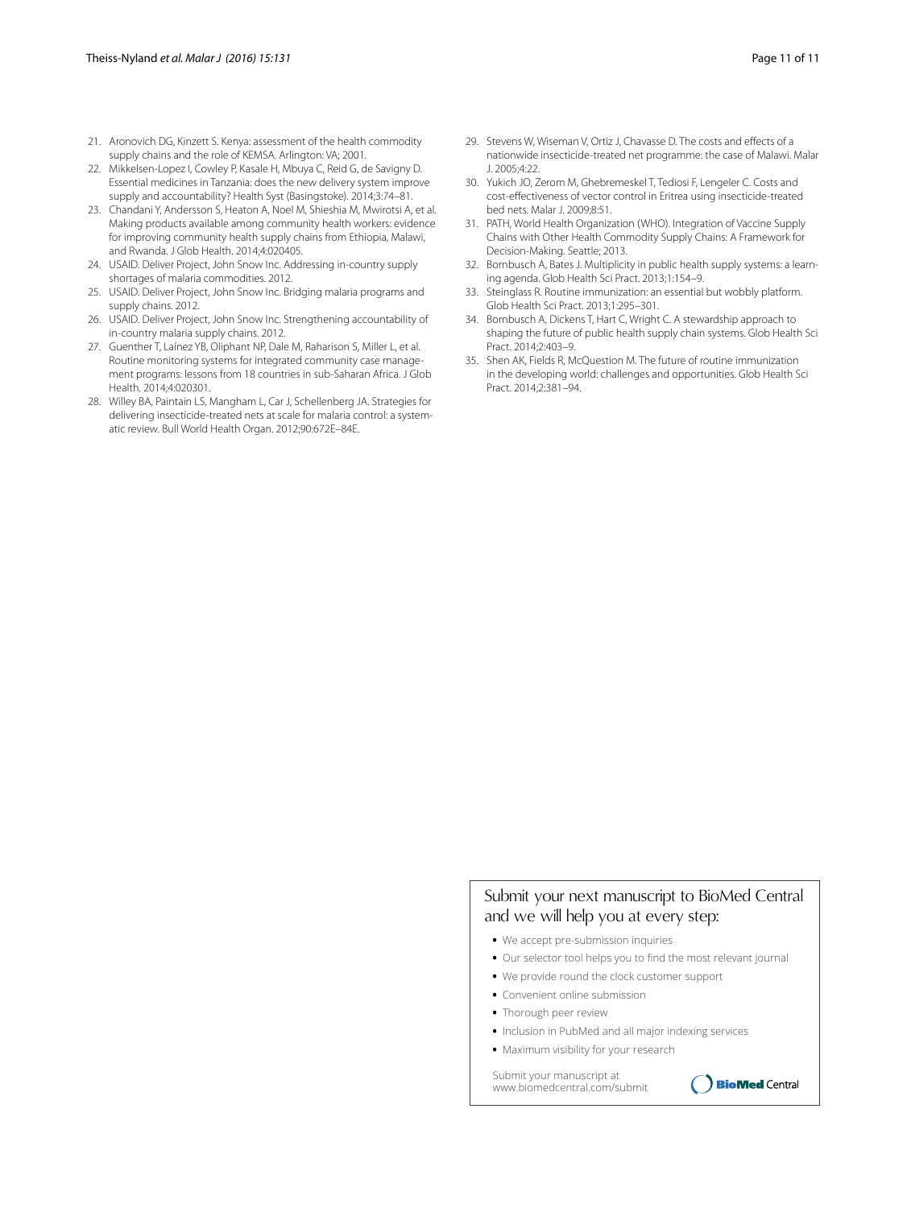21. Aronovich DG, Kinzett S. Kenya: assessment of the health commodity supply chains and the role of KEMSA. Arlington: VA; 2001.
22. Mikkelsen-Lopez I, Cowley P, Kasale H, Mbuya C, Reid G, de Savigny D. Essential medicines in Tanzania: does the new delivery system improve supply and accountability? Health Syst (Basingstoke). 2014;3:74–81.
23. Chandani Y, Andersson S, Heaton A, Noel M, Shieshia M, Mwirotsi A, et al. Making products available among community health workers: evidence for improving community health supply chains from Ethiopia, Malawi, and Rwanda. J Glob Health. 2014;4:020405.
24. USAID. Deliver Project, John Snow Inc. Addressing in-country supply shortages of malaria commodities. 2012.
25. USAID. Deliver Project, John Snow Inc. Bridging malaria programs and supply chains. 2012.
26. USAID. Deliver Project, John Snow Inc. Strengthening accountability of in-country malaria supply chains. 2012.
27. Guenther T, Laínez YB, Oliphant NP, Dale M, Raharison S, Miller L, et al. Routine monitoring systems for integrated community case management programs: lessons from 18 countries in sub-Saharan Africa. J Glob Health. 2014;4:020301.
28. Willey BA, Paintain LS, Mangham L, Car J, Schellenberg JA. Strategies for delivering insecticide-treated nets at scale for malaria control: a systematic review. Bull World Health Organ. 2012;90:672E–84E.
29. Stevens W, Wiseman V, Ortiz J, Chavasse D. The costs and effects of a nationwide insecticide-treated net programme: the case of Malawi. Malar J. 2005;4:22.
30. Yukich JO, Zerom M, Ghebremeskel T, Tediosi F, Lengeler C. Costs and cost-effectiveness of vector control in Eritrea using insecticide-treated bed nets. Malar J. 2009;8:51.
31. PATH, World Health Organization (WHO). Integration of Vaccine Supply Chains with Other Health Commodity Supply Chains: A Framework for Decision-Making. Seattle; 2013.
32. Bornbusch A, Bates J. Multiplicity in public health supply systems: a learning agenda. Glob Health Sci Pract. 2013;1:154–9.
33. Steinglass R. Routine immunization: an essential but wobbly platform. Glob Health Sci Pract. 2013;1:295–301.
34. Bornbusch A, Dickens T, Hart C, Wright C. A stewardship approach to shaping the future of public health supply chain systems. Glob Health Sci Pract. 2014;2:403–9.
35. Shen AK, Fields R, McQuestion M. The future of routine immunization in the developing world: challenges and opportunities. Glob Health Sci Pract. 2014;2:381–94.

Submit your next manuscript to BioMed Central and we will help you at every step:

- We accept pre-submission inquiries
- Our selector tool helps you to find the most relevant journal
- We provide round the clock customer support
- Convenient online submission
- Thorough peer review
- Inclusion in PubMed and all major indexing services
- Maximum visibility for your research

Submit your manuscript at www.biomedcentral.com/submit

BioMed Central